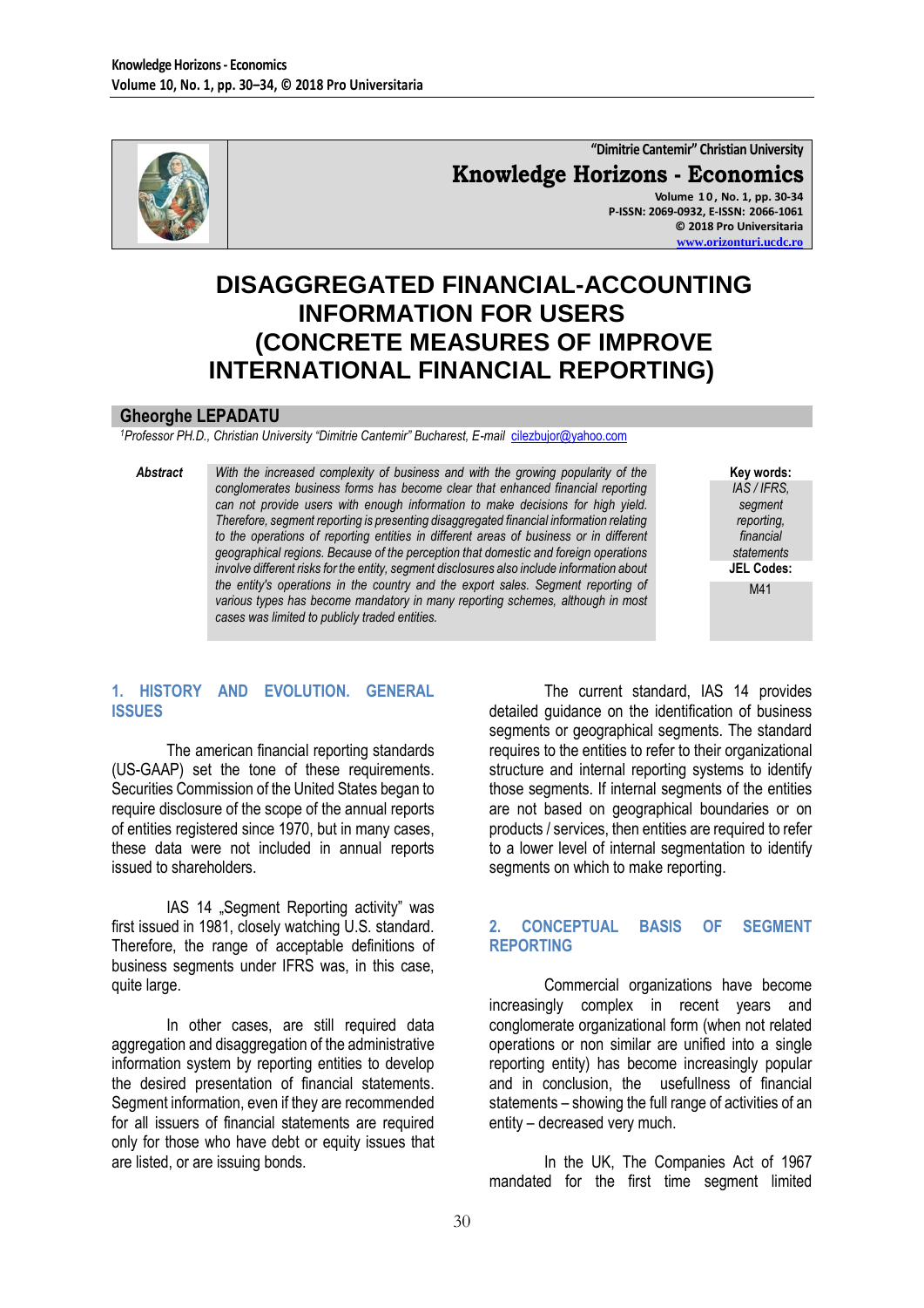"Dimitrie Cantemir" Christian University

**Knowledge Horizons - Economics**

Volume 10, No. 1, pp. 30-34
P-ISSN: 2069-0932, E-ISSN: 2066-1061
© 2018 Pro Universitaria
www.orizonturi.ucdc.ro

# DISAGGREGATED FINANCIAL-ACCOUNTING INFORMATION FOR USERS (CONCRETE MEASURES OF IMPROVE INTERNATIONAL FINANCIAL REPORTING)

**Gheorghe LEPADATU**

[1]*Professor PH.D., Christian University "Dimitrie Cantemir" Bucharest, E-mail* cilezbujor@yahoo.com

***Abstract*** *With the increased complexity of business and with the growing popularity of the conglomerates business forms has become clear that enhanced financial reporting can not provide users with enough information to make decisions for high yield. Therefore, segment reporting is presenting disaggregated financial information relating to the operations of reporting entities in different areas of business or in different geographical regions. Because of the perception that domestic and foreign operations involve different risks for the entity, segment disclosures also include information about the entity's operations in the country and the export sales. Segment reporting of various types has become mandatory in many reporting schemes, although in most cases was limited to publicly traded entities.*

**Key words:** *IAS / IFRS, segment reporting, financial statements*

**JEL Codes:** M41

## 1. HISTORY AND EVOLUTION. GENERAL ISSUES

The american financial reporting standards (US-GAAP) set the tone of these requirements. Securities Commission of the United States began to require disclosure of the scope of the annual reports of entities registered since 1970, but in many cases, these data were not included in annual reports issued to shareholders.

IAS 14 „Segment Reporting activity" was first issued in 1981, closely watching U.S. standard. Therefore, the range of acceptable definitions of business segments under IFRS was, in this case, quite large.

In other cases, are still required data aggregation and disaggregation of the administrative information system by reporting entities to develop the desired presentation of financial statements. Segment information, even if they are recommended for all issuers of financial statements are required only for those who have debt or equity issues that are listed, or are issuing bonds.

The current standard, IAS 14 provides detailed guidance on the identification of business segments or geographical segments. The standard requires to the entities to refer to their organizational structure and internal reporting systems to identify those segments. If internal segments of the entities are not based on geographical boundaries or on products / services, then entities are required to refer to a lower level of internal segmentation to identify segments on which to make reporting.

## 2. CONCEPTUAL BASIS OF SEGMENT REPORTING

Commercial organizations have become increasingly complex in recent years and conglomerate organizational form (when not related operations or non similar are unified into a single reporting entity) has become increasingly popular and in conclusion, the usefulness of financial statements – showing the full range of activities of an entity – decreased very much.

In the UK, The Companies Act of 1967 mandated for the first time segment limited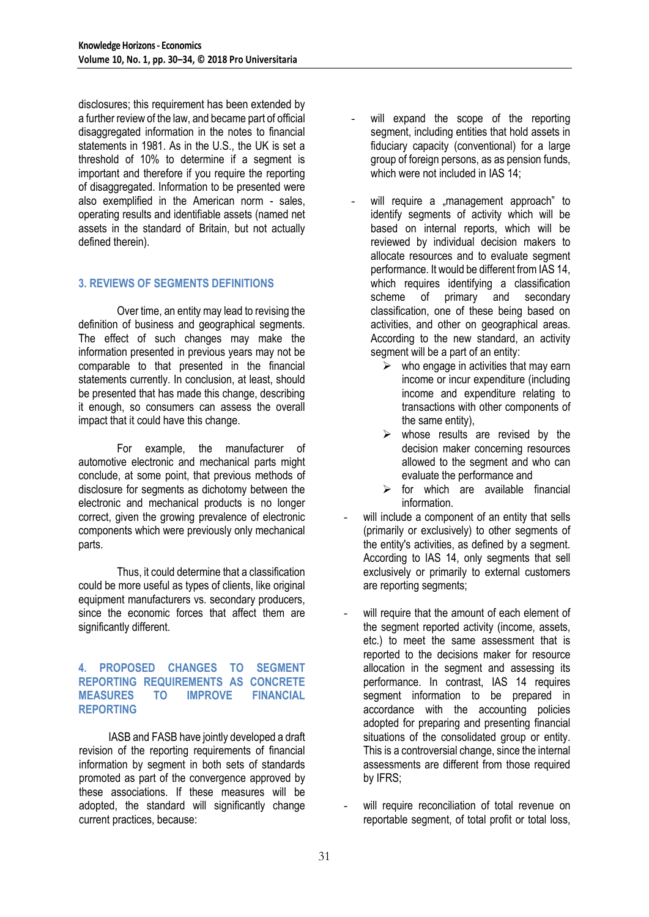disclosures; this requirement has been extended by a further review of the law, and became part of official disaggregated information in the notes to financial statements in 1981. As in the U.S., the UK is set a threshold of 10% to determine if a segment is important and therefore if you require the reporting of disaggregated. Information to be presented were also exemplified in the American norm - sales, operating results and identifiable assets (named net assets in the standard of Britain, but not actually defined therein).

## 3. REVIEWS OF SEGMENTS DEFINITIONS

Over time, an entity may lead to revising the definition of business and geographical segments. The effect of such changes may make the information presented in previous years may not be comparable to that presented in the financial statements currently. In conclusion, at least, should be presented that has made this change, describing it enough, so consumers can assess the overall impact that it could have this change.

For example, the manufacturer of automotive electronic and mechanical parts might conclude, at some point, that previous methods of disclosure for segments as dichotomy between the electronic and mechanical products is no longer correct, given the growing prevalence of electronic components which were previously only mechanical parts.

Thus, it could determine that a classification could be more useful as types of clients, like original equipment manufacturers vs. secondary producers, since the economic forces that affect them are significantly different.

## 4. PROPOSED CHANGES TO SEGMENT REPORTING REQUIREMENTS AS CONCRETE MEASURES TO IMPROVE FINANCIAL REPORTING

IASB and FASB have jointly developed a draft revision of the reporting requirements of financial information by segment in both sets of standards promoted as part of the convergence approved by these associations. If these measures will be adopted, the standard will significantly change current practices, because:

- will expand the scope of the reporting segment, including entities that hold assets in fiduciary capacity (conventional) for a large group of foreign persons, as as pension funds, which were not included in IAS 14;

- will require a „management approach" to identify segments of activity which will be based on internal reports, which will be reviewed by individual decision makers to allocate resources and to evaluate segment performance. It would be different from IAS 14, which requires identifying a classification scheme of primary and secondary classification, one of these being based on activities, and other on geographical areas. According to the new standard, an activity segment will be a part of an entity:
  - who engage in activities that may earn income or incur expenditure (including income and expenditure relating to transactions with other components of the same entity),
  - whose results are revised by the decision maker concerning resources allowed to the segment and who can evaluate the performance and
  - for which are available financial information.
- will include a component of an entity that sells (primarily or exclusively) to other segments of the entity's activities, as defined by a segment. According to IAS 14, only segments that sell exclusively or primarily to external customers are reporting segments;

- will require that the amount of each element of the segment reported activity (income, assets, etc.) to meet the same assessment that is reported to the decisions maker for resource allocation in the segment and assessing its performance. In contrast, IAS 14 requires segment information to be prepared in accordance with the accounting policies adopted for preparing and presenting financial situations of the consolidated group or entity. This is a controversial change, since the internal assessments are different from those required by IFRS;

- will require reconciliation of total revenue on reportable segment, of total profit or total loss,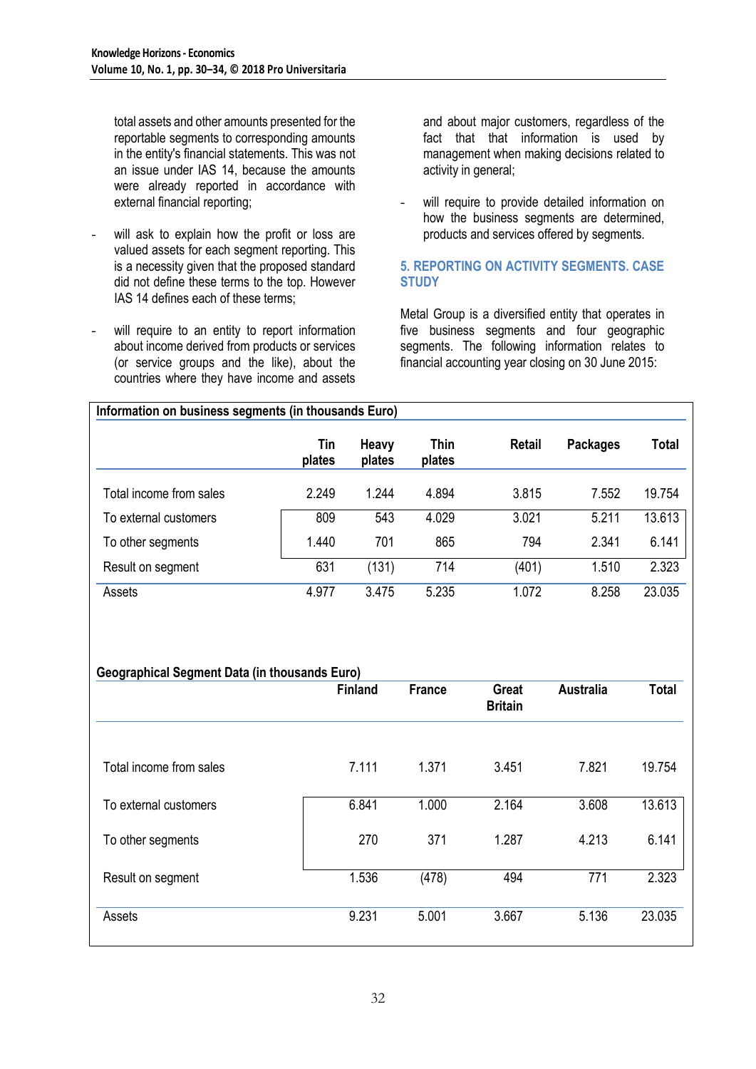total assets and other amounts presented for the reportable segments to corresponding amounts in the entity's financial statements. This was not an issue under IAS 14, because the amounts were already reported in accordance with external financial reporting;

- will ask to explain how the profit or loss are valued assets for each segment reporting. This is a necessity given that the proposed standard did not define these terms to the top. However IAS 14 defines each of these terms;
- will require to an entity to report information about income derived from products or services (or service groups and the like), about the countries where they have income and assets and about major customers, regardless of the fact that that information is used by management when making decisions related to activity in general;
- will require to provide detailed information on how the business segments are determined, products and services offered by segments.

## 5. REPORTING ON ACTIVITY SEGMENTS. CASE STUDY

Metal Group is a diversified entity that operates in five business segments and four geographic segments. The following information relates to financial accounting year closing on 30 June 2015:

**Information on business segments (in thousands Euro)**

| | Tin plates | Heavy plates | Thin plates | Retail | Packages | Total |
|---|---|---|---|---|---|---|
| Total income from sales | 2.249 | 1.244 | 4.894 | 3.815 | 7.552 | 19.754 |
| To external customers | 809 | 543 | 4.029 | 3.021 | 5.211 | 13.613 |
| To other segments | 1.440 | 701 | 865 | 794 | 2.341 | 6.141 |
| Result on segment | 631 | (131) | 714 | (401) | 1.510 | 2.323 |
| Assets | 4.977 | 3.475 | 5.235 | 1.072 | 8.258 | 23.035 |

**Geographical Segment Data (in thousands Euro)**

| | Finland | France | Great Britain | Australia | Total |
|---|---|---|---|---|---|
| Total income from sales | 7.111 | 1.371 | 3.451 | 7.821 | 19.754 |
| To external customers | 6.841 | 1.000 | 2.164 | 3.608 | 13.613 |
| To other segments | 270 | 371 | 1.287 | 4.213 | 6.141 |
| Result on segment | 1.536 | (478) | 494 | 771 | 2.323 |
| Assets | 9.231 | 5.001 | 3.667 | 5.136 | 23.035 |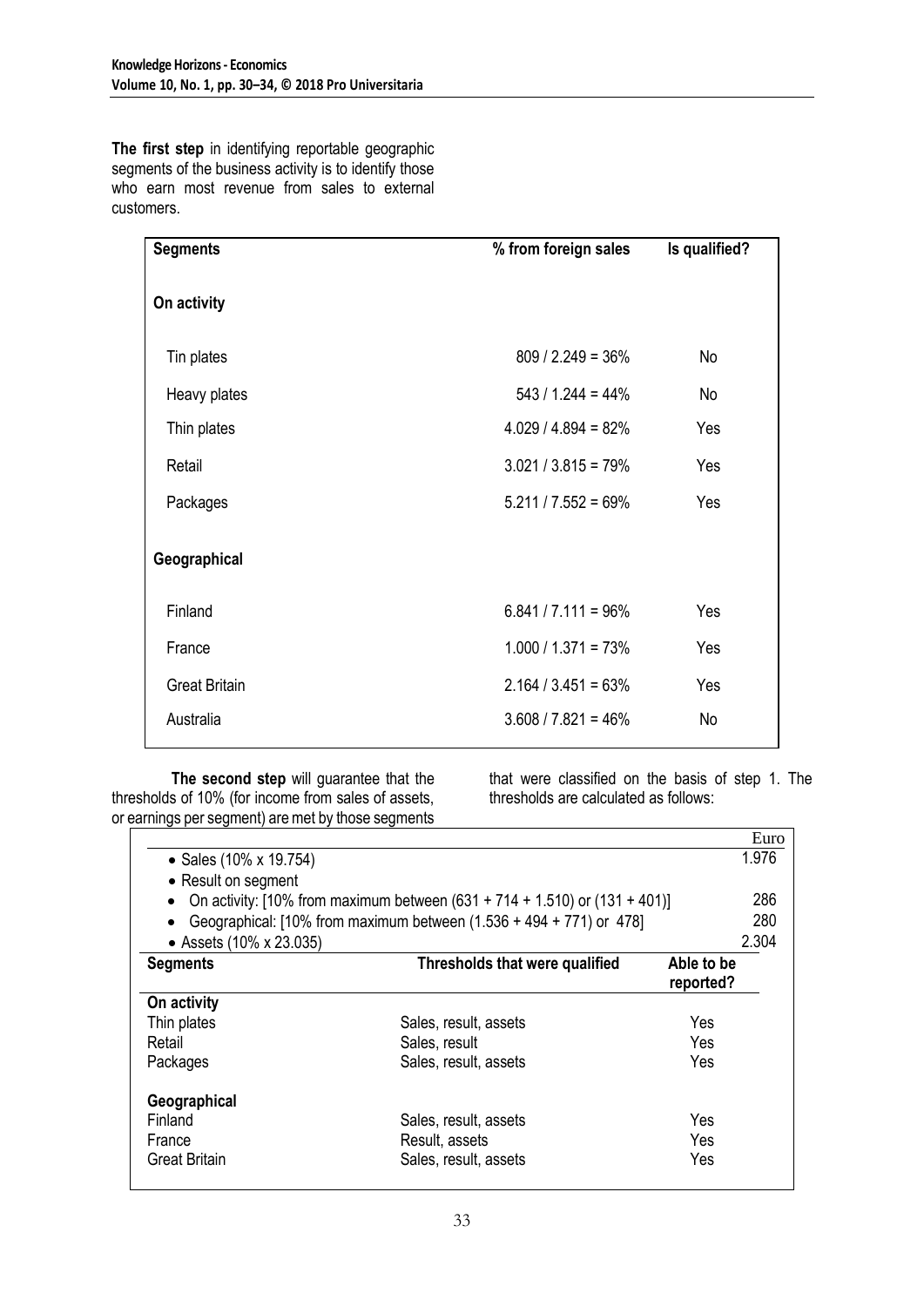**The first step** in identifying reportable geographic segments of the business activity is to identify those who earn most revenue from sales to external customers.

| Segments | % from foreign sales | Is qualified? |
|---|---|---|
| **On activity** | | |
| Tin plates | 809 / 2.249 = 36% | No |
| Heavy plates | 543 / 1.244 = 44% | No |
| Thin plates | 4.029 / 4.894 = 82% | Yes |
| Retail | 3.021 / 3.815 = 79% | Yes |
| Packages | 5.211 / 7.552 = 69% | Yes |
| **Geographical** | | |
| Finland | 6.841 / 7.111 = 96% | Yes |
| France | 1.000 / 1.371 = 73% | Yes |
| Great Britain | 2.164 / 3.451 = 63% | Yes |
| Australia | 3.608 / 7.821 = 46% | No |

**The second step** will guarantee that the thresholds of 10% (for income from sales of assets, or earnings per segment) are met by those segments that were classified on the basis of step 1. The thresholds are calculated as follows:

| | Euro |
|---|---|
| • Sales (10% x 19.754) | 1.976 |
| • Result on segment | |
| • On activity: [10% from maximum between (631 + 714 + 1.510) or (131 + 401)] | 286 |
| • Geographical: [10% from maximum between (1.536 + 494 + 771) or 478] | 280 |
| • Assets (10% x 23.035) | 2.304 |

| Segments | Thresholds that were qualified | Able to be reported? |
|---|---|---|
| **On activity** | | |
| Thin plates | Sales, result, assets | Yes |
| Retail | Sales, result | Yes |
| Packages | Sales, result, assets | Yes |
| **Geographical** | | |
| Finland | Sales, result, assets | Yes |
| France | Result, assets | Yes |
| Great Britain | Sales, result, assets | Yes |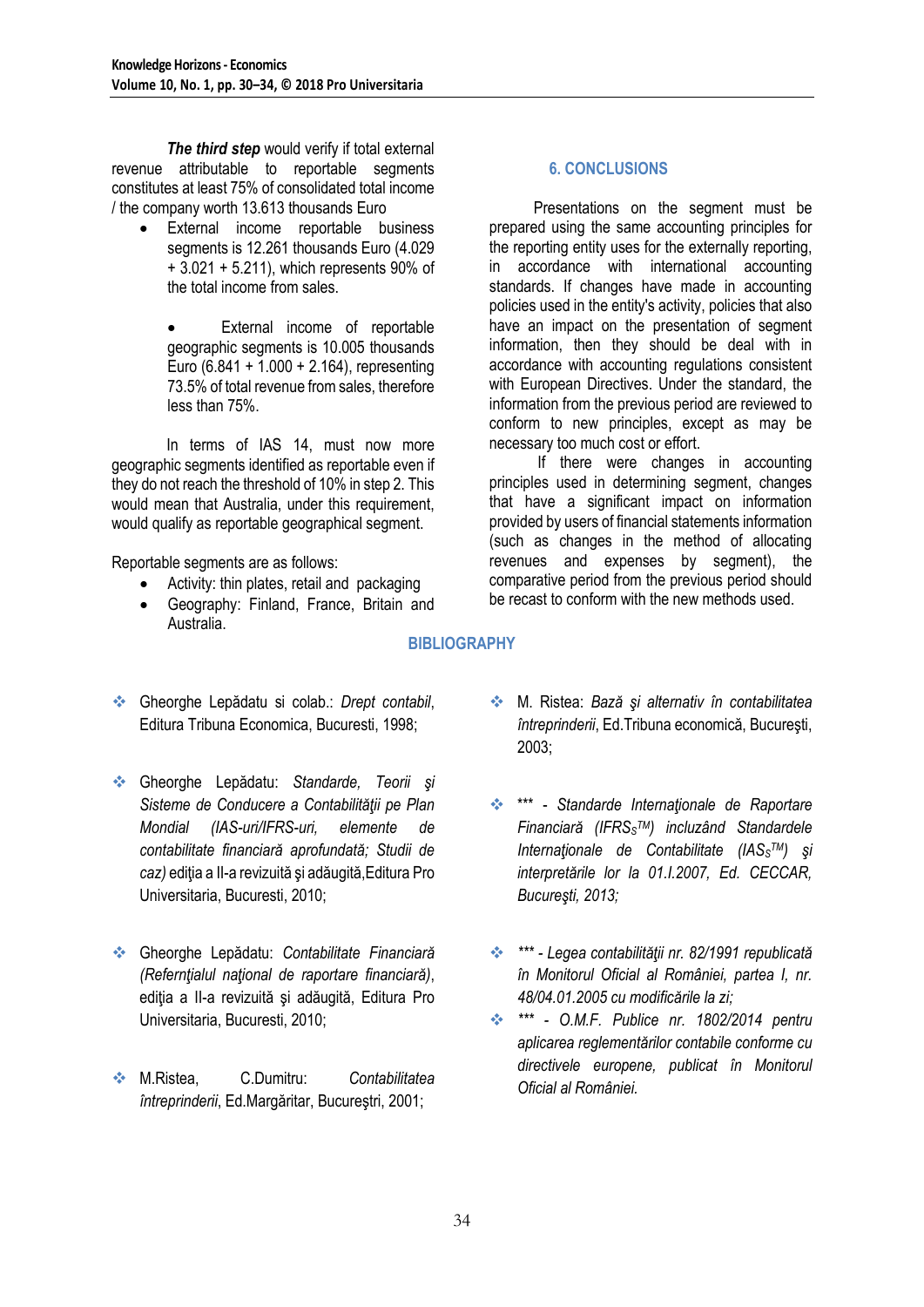***The third step*** would verify if total external revenue attributable to reportable segments constitutes at least 75% of consolidated total income / the company worth 13.613 thousands Euro

- External income reportable business segments is 12.261 thousands Euro (4.029 + 3.021 + 5.211), which represents 90% of the total income from sales.

- External income of reportable geographic segments is 10.005 thousands Euro (6.841 + 1.000 + 2.164), representing 73.5% of total revenue from sales, therefore less than 75%.

In terms of IAS 14, must now more geographic segments identified as reportable even if they do not reach the threshold of 10% in step 2. This would mean that Australia, under this requirement, would qualify as reportable geographical segment.

Reportable segments are as follows:

- Activity: thin plates, retail and packaging
- Geography: Finland, France, Britain and Australia.

## 6. CONCLUSIONS

Presentations on the segment must be prepared using the same accounting principles for the reporting entity uses for the externally reporting, in accordance with international accounting standards. If changes have made in accounting policies used in the entity's activity, policies that also have an impact on the presentation of segment information, then they should be deal with in accordance with accounting regulations consistent with European Directives. Under the standard, the information from the previous period are reviewed to conform to new principles, except as may be necessary too much cost or effort.

If there were changes in accounting principles used in determining segment, changes that have a significant impact on information provided by users of financial statements information (such as changes in the method of allocating revenues and expenses by segment), the comparative period from the previous period should be recast to conform with the new methods used.

## BIBLIOGRAPHY

- Gheorghe Lepădatu si colab.: *Drept contabil*, Editura Tribuna Economica, Bucuresti, 1998;
- Gheorghe Lepădatu: *Standarde, Teorii şi Sisteme de Conducere a Contabilităţii pe Plan Mondial (IAS-uri/IFRS-uri, elemente de contabilitate financiară aprofundată; Studii de caz)* ediţia a II-a revizuită şi adăugită, Editura Pro Universitaria, Bucuresti, 2010;
- Gheorghe Lepădatu: *Contabilitate Financiară (Referntialul naţional de raportare financiară)*, ediţia a II-a revizuită şi adăugită, Editura Pro Universitaria, Bucuresti, 2010;
- M.Ristea, C.Dumitru: *Contabilitatea întreprinderii*, Ed.Margăritar, Bucureştri, 2001;
- M. Ristea: *Bază şi alternativ în contabilitatea întreprinderii*, Ed.Tribuna economică, Bucureşti, 2003;
- *\*\*\* - Standarde Internaţionale de Raportare Financiară (IFRS$_S$™) incluzând Standardele Internaţionale de Contabilitate (IAS$_S$™) şi interpretările lor la 01.I.2007, Ed. CECCAR, Bucureşti, 2013;*
- *\*\*\* - Legea contabilităţii nr. 82/1991 republicată în Monitorul Oficial al României, partea I, nr. 48/04.01.2005 cu modificările la zi;*
- *\*\*\* - O.M.F. Publice nr. 1802/2014 pentru aplicarea reglementărilor contabile conforme cu directivele europene, publicat în Monitorul Oficial al României.*